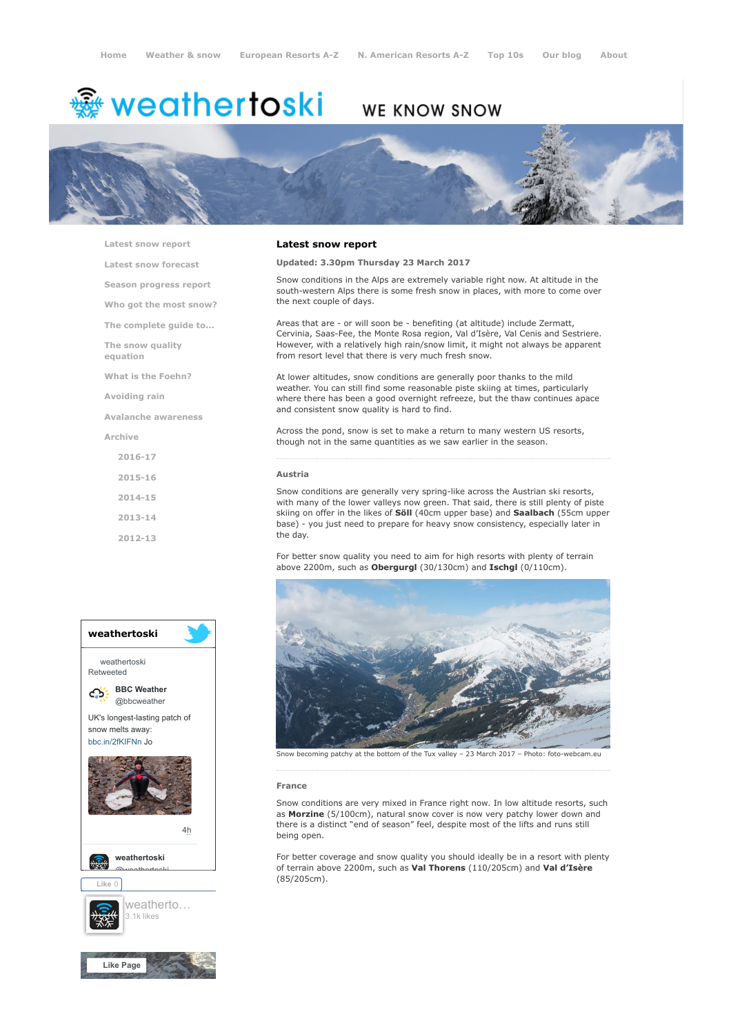Home | Weather & snow | European Resorts A-Z | N. American Resorts A-Z | Top 10s | Our blog | About

# weathertoski

WE KNOW SNOW

- Latest snow report
- Latest snow forecast
- Season progress report
- Who got the most snow?
- The complete guide to...
- The snow quality equation
- What is the Foehn?
- Avoiding rain
- Avalanche awareness
- Archive
  - 2016-17
  - 2015-16
  - 2014-15
  - 2013-14
  - 2012-13

## Latest snow report

**Updated: 3.30pm Thursday 23 March 2017**

Snow conditions in the Alps are extremely variable right now. At altitude in the south-western Alps there is some fresh snow in places, with more to come over the next couple of days.

Areas that are - or will soon be - benefiting (at altitude) include Zermatt, Cervinia, Saas-Fee, the Monte Rosa region, Val d'Isère, Val Cenis and Sestriere. However, with a relatively high rain/snow limit, it might not always be apparent from resort level that there is very much fresh snow.

At lower altitudes, snow conditions are generally poor thanks to the mild weather. You can still find some reasonable piste skiing at times, particularly where there has been a good overnight refreeze, but the thaw continues apace and consistent snow quality is hard to find.

Across the pond, snow is set to make a return to many western US resorts, though not in the same quantities as we saw earlier in the season.

### Austria

Snow conditions are generally very spring-like across the Austrian ski resorts, with many of the lower valleys now green. That said, there is still plenty of piste skiing on offer in the likes of **Söll** (40cm upper base) and **Saalbach** (55cm upper base) - you just need to prepare for heavy snow consistency, especially later in the day.

For better snow quality you need to aim for high resorts with plenty of terrain above 2200m, such as **Obergurgl** (30/130cm) and **Ischgl** (0/110cm).

Snow becoming patchy at the bottom of the Tux valley – 23 March 2017 – Photo: foto-webcam.eu

### France

Snow conditions are very mixed in France right now. In low altitude resorts, such as **Morzine** (5/100cm), natural snow cover is now very patchy lower down and there is a distinct "end of season" feel, despite most of the lifts and runs still being open.

For better coverage and snow quality you should ideally be in a resort with plenty of terrain above 2200m, such as **Val Thorens** (110/205cm) and **Val d'Isère** (85/205cm).

**weathertoski**

weathertoski Retweeted

**BBC Weather** @bbcweather

UK's longest-lasting patch of snow melts away: bbc.in/2fKIFNn Jo

4h

**weathertoski** @weathertoski

Like 0

weatherto... 3.1k likes

Like Page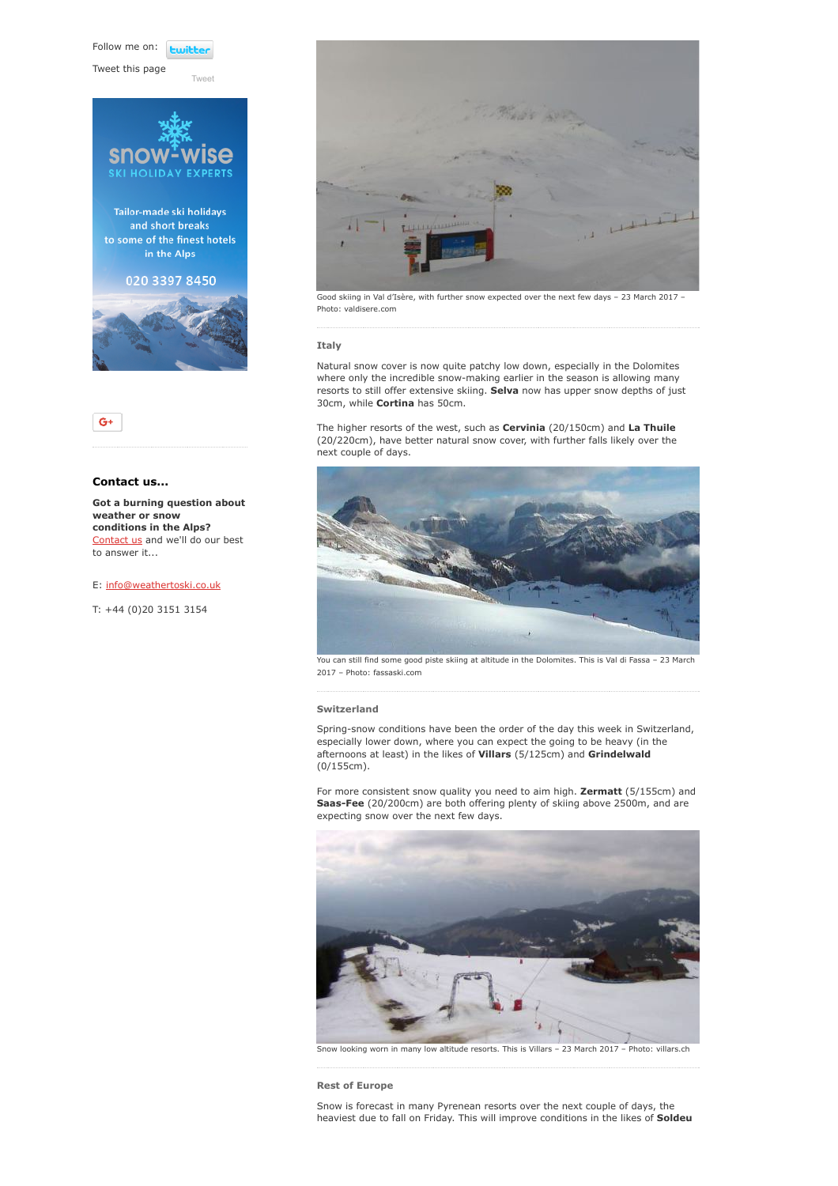Follow me on:

Tweet this page

Tweet

Good skiing in Val d'Isère, with further snow expected over the next few days – 23 March 2017 – Photo: valdisere.com

### Italy

Natural snow cover is now quite patchy low down, especially in the Dolomites where only the incredible snow-making earlier in the season is allowing many resorts to still offer extensive skiing. **Selva** now has upper snow depths of just 30cm, while **Cortina** has 50cm.

The higher resorts of the west, such as **Cervinia** (20/150cm) and **La Thuile** (20/220cm), have better natural snow cover, with further falls likely over the next couple of days.

You can still find some good piste skiing at altitude in the Dolomites. This is Val di Fassa – 23 March 2017 – Photo: fassaski.com

### Switzerland

Spring-snow conditions have been the order of the day this week in Switzerland, especially lower down, where you can expect the going to be heavy (in the afternoons at least) in the likes of **Villars** (5/125cm) and **Grindelwald** (0/155cm).

For more consistent snow quality you need to aim high. **Zermatt** (5/155cm) and **Saas-Fee** (20/200cm) are both offering plenty of skiing above 2500m, and are expecting snow over the next few days.

Snow looking worn in many low altitude resorts. This is Villars – 23 March 2017 – Photo: villars.ch

### Rest of Europe

Snow is forecast in many Pyrenean resorts over the next couple of days, the heaviest due to fall on Friday. This will improve conditions in the likes of **Soldeu**

**Contact us...**

**Got a burning question about weather or snow conditions in the Alps?** Contact us and we'll do our best to answer it...

E: info@weathertoski.co.uk

T: +44 (0)20 3151 3154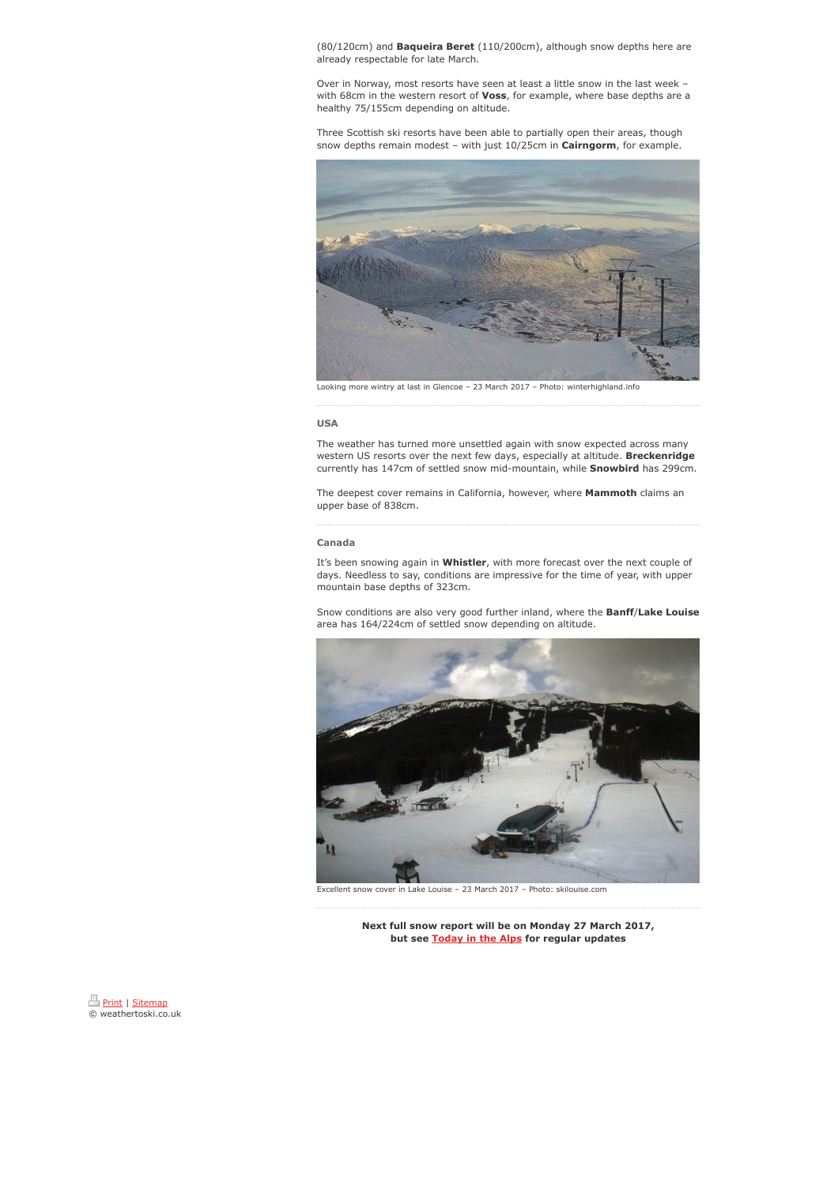(80/120cm) and **Baqueira Beret** (110/200cm), although snow depths here are already respectable for late March.

Over in Norway, most resorts have seen at least a little snow in the last week – with 68cm in the western resort of **Voss**, for example, where base depths are a healthy 75/155cm depending on altitude.

Three Scottish ski resorts have been able to partially open their areas, though snow depths remain modest – with just 10/25cm in **Cairngorm**, for example.

Looking more wintry at last in Glencoe – 23 March 2017 – Photo: winterhighland.info

### USA

The weather has turned more unsettled again with snow expected across many western US resorts over the next few days, especially at altitude. **Breckenridge** currently has 147cm of settled snow mid-mountain, while **Snowbird** has 299cm.

The deepest cover remains in California, however, where **Mammoth** claims an upper base of 838cm.

### Canada

It's been snowing again in **Whistler**, with more forecast over the next couple of days. Needless to say, conditions are impressive for the time of year, with upper mountain base depths of 323cm.

Snow conditions are also very good further inland, where the **Banff**/**Lake Louise** area has 164/224cm of settled snow depending on altitude.

Excellent snow cover in Lake Louise – 23 March 2017 – Photo: skilouise.com

**Next full snow report will be on Monday 27 March 2017, but see Today in the Alps for regular updates**

Print | Sitemap
© weathertoski.co.uk